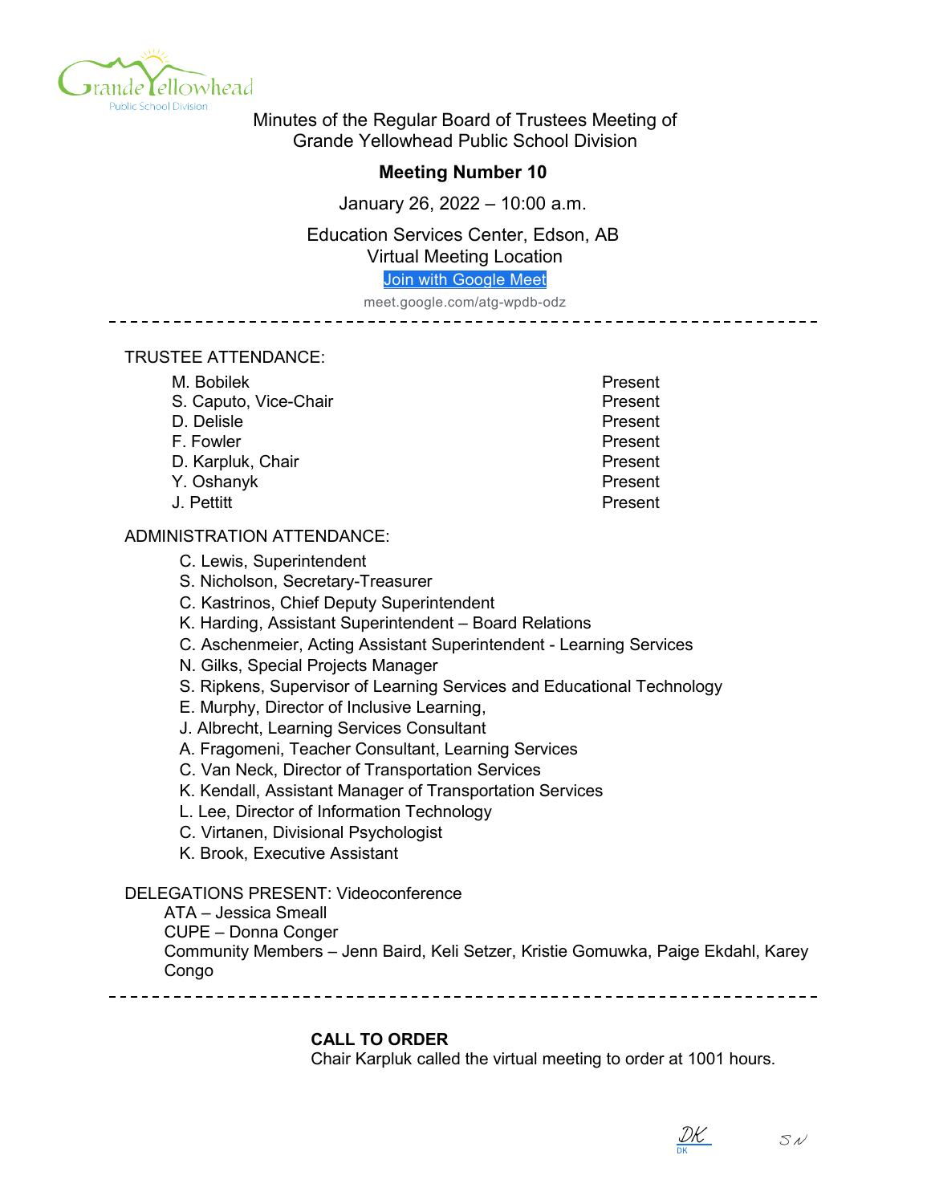Minutes of the Regular Board of Trustees Meeting of
Grande Yellowhead Public School Division

**Meeting Number 10**

January 26, 2022 – 10:00 a.m.

Education Services Center, Edson, AB
Virtual Meeting Location
Join with Google Meet
meet.google.com/atg-wpdb-odz

---

TRUSTEE ATTENDANCE:

| | |
|---|---|
| M. Bobilek | Present |
| S. Caputo, Vice-Chair | Present |
| D. Delisle | Present |
| F. Fowler | Present |
| D. Karpluk, Chair | Present |
| Y. Oshanyk | Present |
| J. Pettitt | Present |

ADMINISTRATION ATTENDANCE:

C. Lewis, Superintendent
S. Nicholson, Secretary-Treasurer
C. Kastrinos, Chief Deputy Superintendent
K. Harding, Assistant Superintendent – Board Relations
C. Aschenmeier, Acting Assistant Superintendent - Learning Services
N. Gilks, Special Projects Manager
S. Ripkens, Supervisor of Learning Services and Educational Technology
E. Murphy, Director of Inclusive Learning,
J. Albrecht, Learning Services Consultant
A. Fragomeni, Teacher Consultant, Learning Services
C. Van Neck, Director of Transportation Services
K. Kendall, Assistant Manager of Transportation Services
L. Lee, Director of Information Technology
C. Virtanen, Divisional Psychologist
K. Brook, Executive Assistant

DELEGATIONS PRESENT: Videoconference
ATA – Jessica Smeall
CUPE – Donna Conger
Community Members – Jenn Baird, Keli Setzer, Kristie Gomuwka, Paige Ekdahl, Karey Congo

---

**CALL TO ORDER**
Chair Karpluk called the virtual meeting to order at 1001 hours.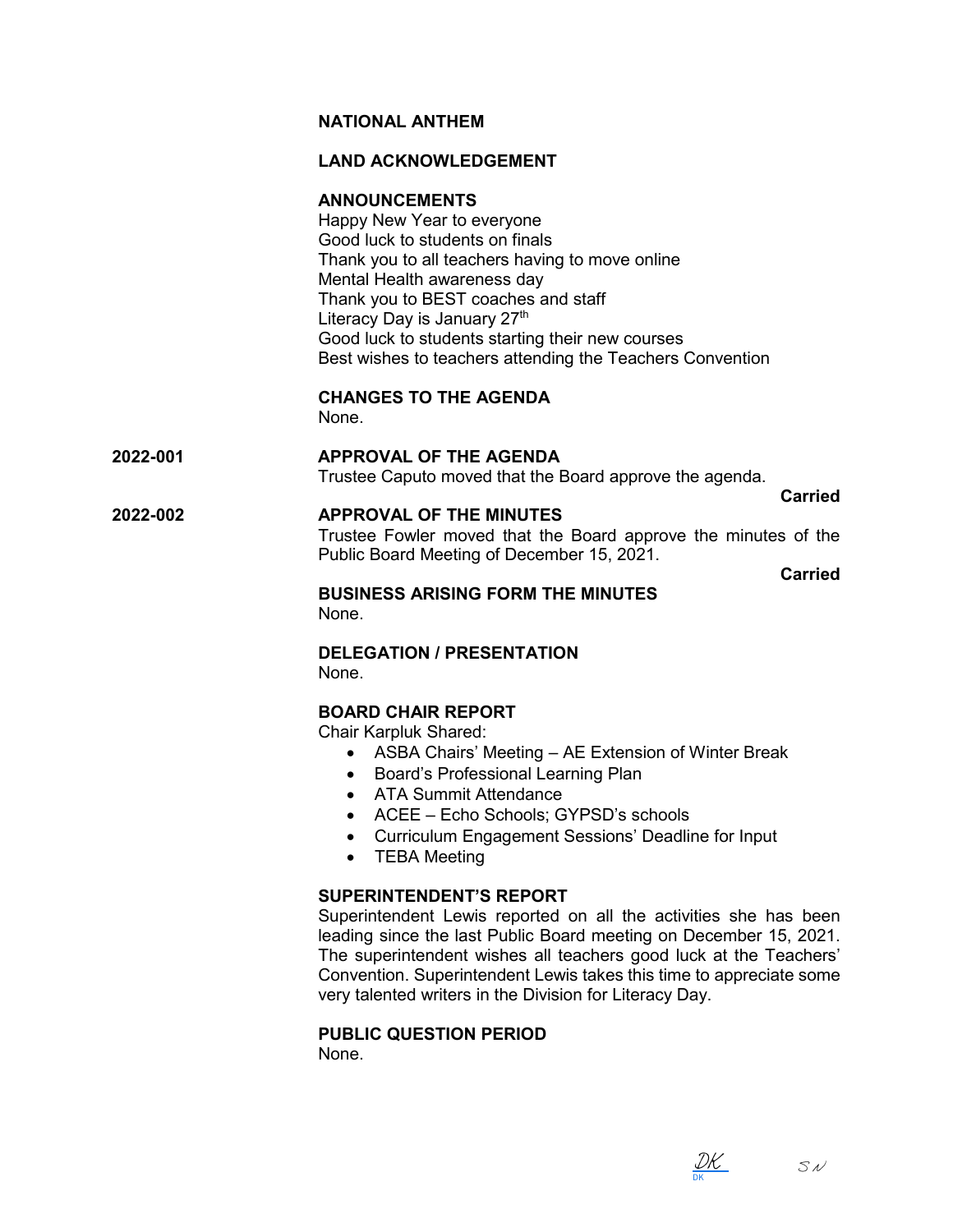**NATIONAL ANTHEM**

**LAND ACKNOWLEDGEMENT**

**ANNOUNCEMENTS**

Happy New Year to everyone
Good luck to students on finals
Thank you to all teachers having to move online
Mental Health awareness day
Thank you to BEST coaches and staff
Literacy Day is January 27th
Good luck to students starting their new courses
Best wishes to teachers attending the Teachers Convention

**CHANGES TO THE AGENDA**

None.

**2022-001** **APPROVAL OF THE AGENDA**

Trustee Caputo moved that the Board approve the agenda.

**Carried**

**2022-002** **APPROVAL OF THE MINUTES**

Trustee Fowler moved that the Board approve the minutes of the Public Board Meeting of December 15, 2021.

**Carried**

**BUSINESS ARISING FORM THE MINUTES**

None.

**DELEGATION / PRESENTATION**

None.

**BOARD CHAIR REPORT**

Chair Karpluk Shared:

- ASBA Chairs' Meeting – AE Extension of Winter Break
- Board's Professional Learning Plan
- ATA Summit Attendance
- ACEE – Echo Schools; GYPSD's schools
- Curriculum Engagement Sessions' Deadline for Input
- TEBA Meeting

**SUPERINTENDENT'S REPORT**

Superintendent Lewis reported on all the activities she has been leading since the last Public Board meeting on December 15, 2021. The superintendent wishes all teachers good luck at the Teachers' Convention. Superintendent Lewis takes this time to appreciate some very talented writers in the Division for Literacy Day.

**PUBLIC QUESTION PERIOD**

None.

DK SN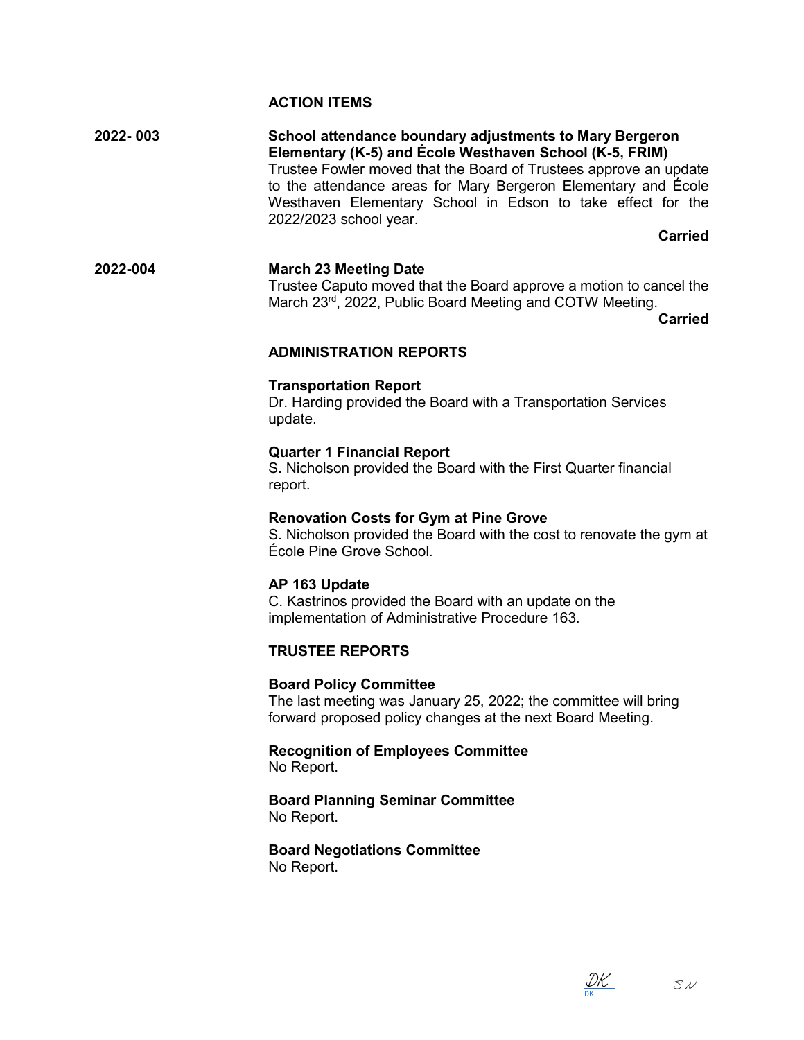## ACTION ITEMS

**2022- 003** **School attendance boundary adjustments to Mary Bergeron Elementary (K-5) and École Westhaven School (K-5, FRIM)**

Trustee Fowler moved that the Board of Trustees approve an update to the attendance areas for Mary Bergeron Elementary and École Westhaven Elementary School in Edson to take effect for the 2022/2023 school year.

**Carried**

**2022-004** **March 23 Meeting Date**

Trustee Caputo moved that the Board approve a motion to cancel the March 23rd, 2022, Public Board Meeting and COTW Meeting.

**Carried**

## ADMINISTRATION REPORTS

**Transportation Report**
Dr. Harding provided the Board with a Transportation Services update.

**Quarter 1 Financial Report**
S. Nicholson provided the Board with the First Quarter financial report.

**Renovation Costs for Gym at Pine Grove**
S. Nicholson provided the Board with the cost to renovate the gym at École Pine Grove School.

**AP 163 Update**
C. Kastrinos provided the Board with an update on the implementation of Administrative Procedure 163.

## TRUSTEE REPORTS

**Board Policy Committee**
The last meeting was January 25, 2022; the committee will bring forward proposed policy changes at the next Board Meeting.

**Recognition of Employees Committee**
No Report.

**Board Planning Seminar Committee**
No Report.

**Board Negotiations Committee**
No Report.

DK SN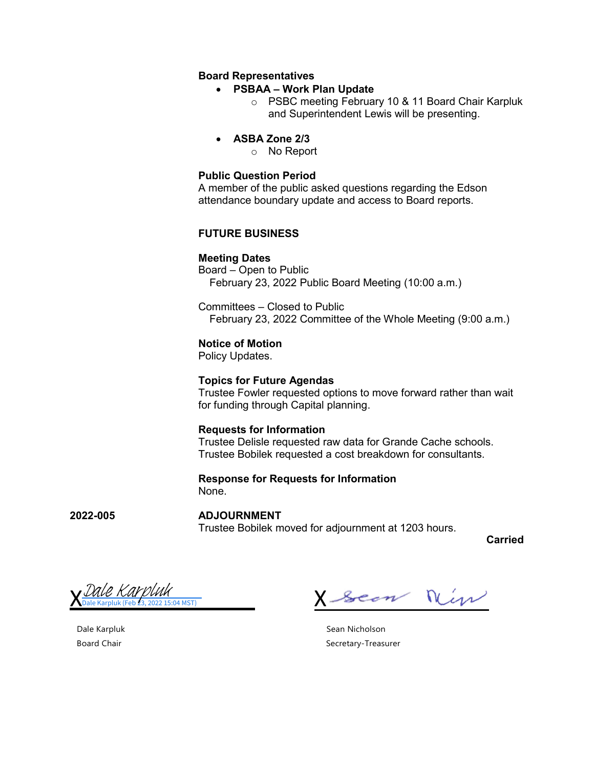**Board Representatives**

- **PSBAA – Work Plan Update**
  - PSBC meeting February 10 & 11 Board Chair Karpluk and Superintendent Lewis will be presenting.
- **ASBA Zone 2/3**
  - No Report

**Public Question Period**

A member of the public asked questions regarding the Edson attendance boundary update and access to Board reports.

## FUTURE BUSINESS

**Meeting Dates**

Board – Open to Public
February 23, 2022 Public Board Meeting (10:00 a.m.)

Committees – Closed to Public
February 23, 2022 Committee of the Whole Meeting (9:00 a.m.)

**Notice of Motion**

Policy Updates.

**Topics for Future Agendas**

Trustee Fowler requested options to move forward rather than wait for funding through Capital planning.

**Requests for Information**

Trustee Delisle requested raw data for Grande Cache schools.
Trustee Bobilek requested a cost breakdown for consultants.

**Response for Requests for Information**

None.

**2022-005** **ADJOURNMENT**

Trustee Bobilek moved for adjournment at 1203 hours.

**Carried**

X Dale Karpluk
Dale Karpluk (Feb 23, 2022 15:04 MST)

Dale Karpluk
Board Chair

X

Sean Nicholson
Secretary-Treasurer